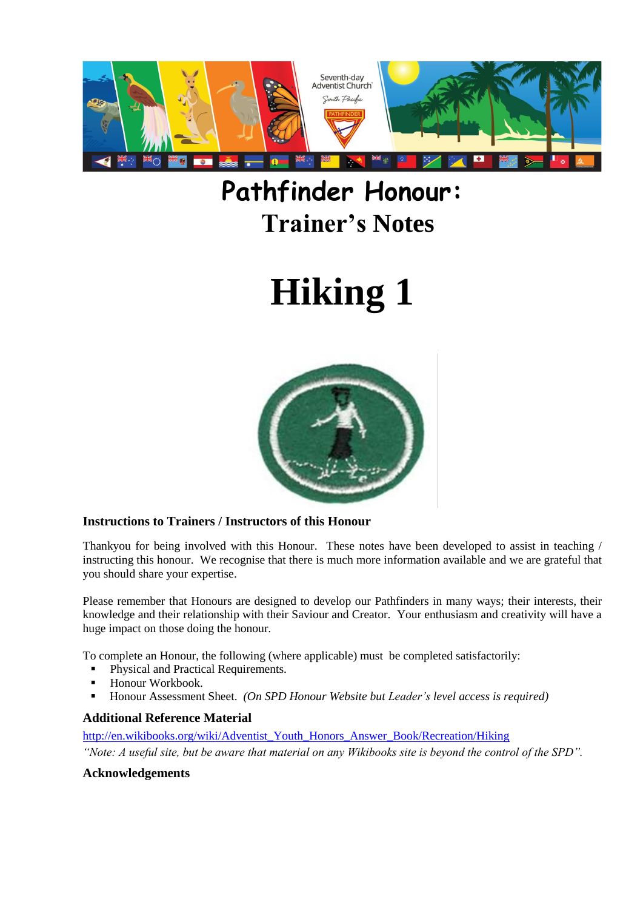# Pathfinder Honour:
## Trainer's Notes

# Hiking 1

### Instructions to Trainers / Instructors of this Honour

Thankyou for being involved with this Honour. These notes have been developed to assist in teaching / instructing this honour. We recognise that there is much more information available and we are grateful that you should share your expertise.

Please remember that Honours are designed to develop our Pathfinders in many ways; their interests, their knowledge and their relationship with their Saviour and Creator. Your enthusiasm and creativity will have a huge impact on those doing the honour.

To complete an Honour, the following (where applicable) must be completed satisfactorily:

- Physical and Practical Requirements.
- Honour Workbook.
- Honour Assessment Sheet. *(On SPD Honour Website but Leader's level access is required)*

### Additional Reference Material

http://en.wikibooks.org/wiki/Adventist_Youth_Honors_Answer_Book/Recreation/Hiking

*"Note: A useful site, but be aware that material on any Wikibooks site is beyond the control of the SPD".*

### Acknowledgements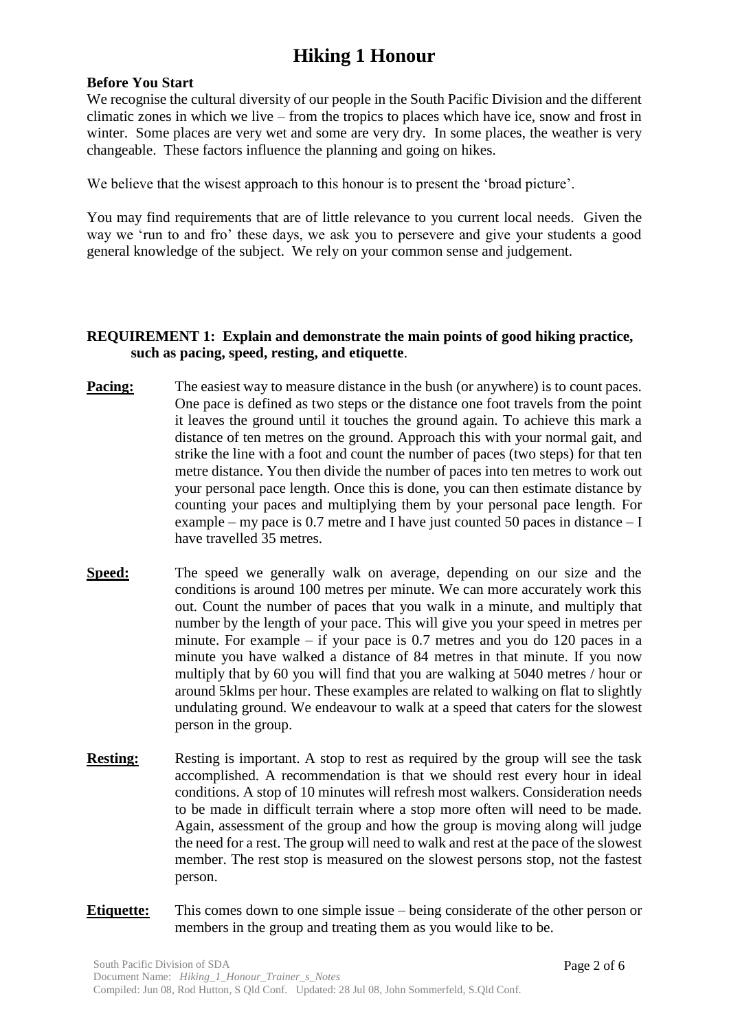# Hiking 1 Honour

**Before You Start**

We recognise the cultural diversity of our people in the South Pacific Division and the different climatic zones in which we live – from the tropics to places which have ice, snow and frost in winter. Some places are very wet and some are very dry. In some places, the weather is very changeable. These factors influence the planning and going on hikes.

We believe that the wisest approach to this honour is to present the 'broad picture'.

You may find requirements that are of little relevance to you current local needs. Given the way we 'run to and fro' these days, we ask you to persevere and give your students a good general knowledge of the subject. We rely on your common sense and judgement.

**REQUIREMENT 1: Explain and demonstrate the main points of good hiking practice, such as pacing, speed, resting, and etiquette**.

**Pacing:** The easiest way to measure distance in the bush (or anywhere) is to count paces. One pace is defined as two steps or the distance one foot travels from the point it leaves the ground until it touches the ground again. To achieve this mark a distance of ten metres on the ground. Approach this with your normal gait, and strike the line with a foot and count the number of paces (two steps) for that ten metre distance. You then divide the number of paces into ten metres to work out your personal pace length. Once this is done, you can then estimate distance by counting your paces and multiplying them by your personal pace length. For example – my pace is 0.7 metre and I have just counted 50 paces in distance – I have travelled 35 metres.

**Speed:** The speed we generally walk on average, depending on our size and the conditions is around 100 metres per minute. We can more accurately work this out. Count the number of paces that you walk in a minute, and multiply that number by the length of your pace. This will give you your speed in metres per minute. For example – if your pace is 0.7 metres and you do 120 paces in a minute you have walked a distance of 84 metres in that minute. If you now multiply that by 60 you will find that you are walking at 5040 metres / hour or around 5klms per hour. These examples are related to walking on flat to slightly undulating ground. We endeavour to walk at a speed that caters for the slowest person in the group.

**Resting:** Resting is important. A stop to rest as required by the group will see the task accomplished. A recommendation is that we should rest every hour in ideal conditions. A stop of 10 minutes will refresh most walkers. Consideration needs to be made in difficult terrain where a stop more often will need to be made. Again, assessment of the group and how the group is moving along will judge the need for a rest. The group will need to walk and rest at the pace of the slowest member. The rest stop is measured on the slowest persons stop, not the fastest person.

**Etiquette:** This comes down to one simple issue – being considerate of the other person or members in the group and treating them as you would like to be.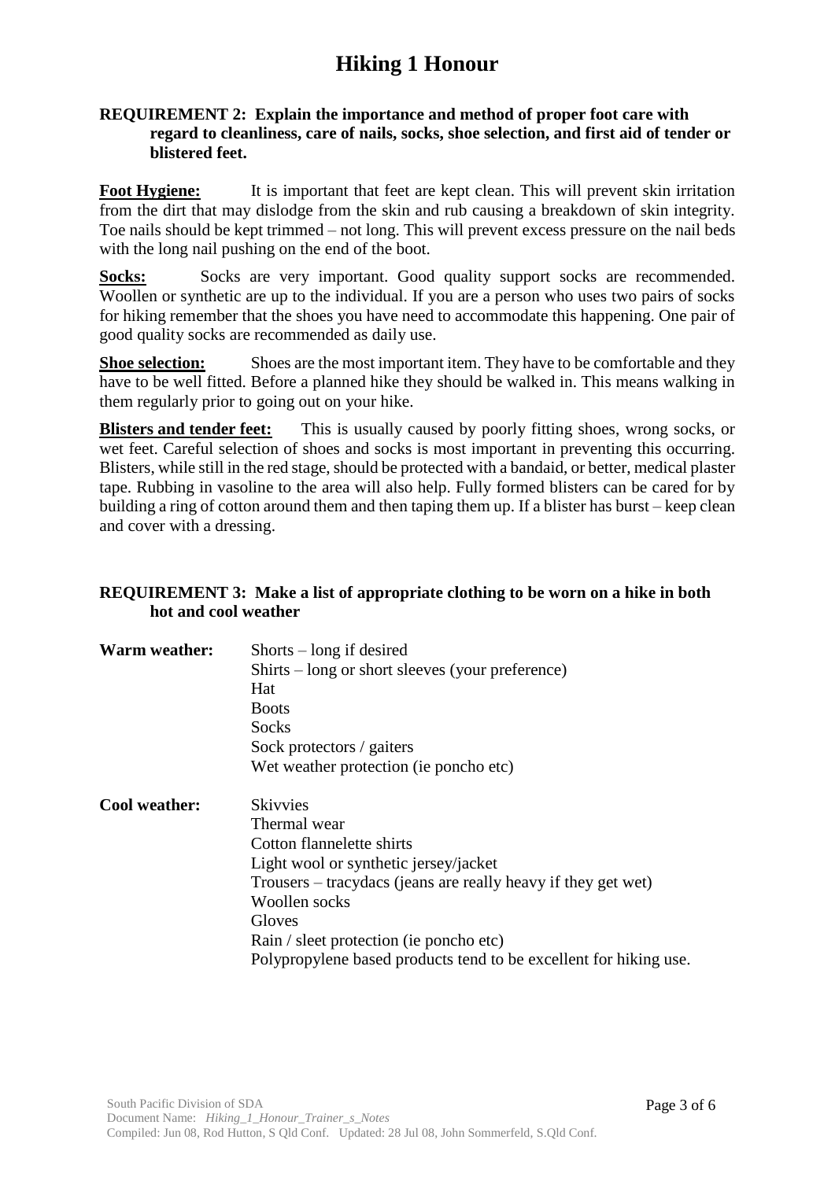# Hiking 1 Honour

**REQUIREMENT 2: Explain the importance and method of proper foot care with regard to cleanliness, care of nails, socks, shoe selection, and first aid of tender or blistered feet.**

**Foot Hygiene:** It is important that feet are kept clean. This will prevent skin irritation from the dirt that may dislodge from the skin and rub causing a breakdown of skin integrity. Toe nails should be kept trimmed – not long. This will prevent excess pressure on the nail beds with the long nail pushing on the end of the boot.

**Socks:** Socks are very important. Good quality support socks are recommended. Woollen or synthetic are up to the individual. If you are a person who uses two pairs of socks for hiking remember that the shoes you have need to accommodate this happening. One pair of good quality socks are recommended as daily use.

**Shoe selection:** Shoes are the most important item. They have to be comfortable and they have to be well fitted. Before a planned hike they should be walked in. This means walking in them regularly prior to going out on your hike.

**Blisters and tender feet:** This is usually caused by poorly fitting shoes, wrong socks, or wet feet. Careful selection of shoes and socks is most important in preventing this occurring. Blisters, while still in the red stage, should be protected with a bandaid, or better, medical plaster tape. Rubbing in vasoline to the area will also help. Fully formed blisters can be cared for by building a ring of cotton around them and then taping them up. If a blister has burst – keep clean and cover with a dressing.

**REQUIREMENT 3: Make a list of appropriate clothing to be worn on a hike in both hot and cool weather**

**Warm weather:**
- Shorts – long if desired
- Shirts – long or short sleeves (your preference)
- Hat
- Boots
- Socks
- Sock protectors / gaiters
- Wet weather protection (ie poncho etc)

**Cool weather:**
- Skivvies
- Thermal wear
- Cotton flannelette shirts
- Light wool or synthetic jersey/jacket
- Trousers – tracydacs (jeans are really heavy if they get wet)
- Woollen socks
- Gloves
- Rain / sleet protection (ie poncho etc)
- Polypropylene based products tend to be excellent for hiking use.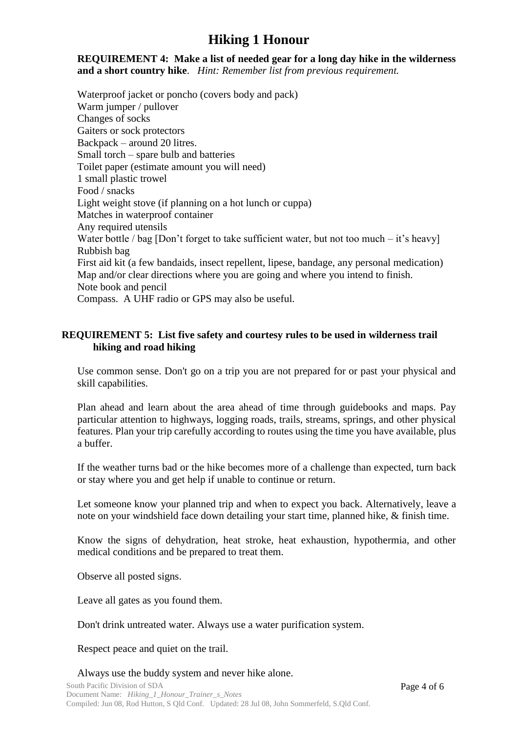# Hiking 1 Honour

**REQUIREMENT 4: Make a list of needed gear for a long day hike in the wilderness and a short country hike**. *Hint: Remember list from previous requirement.*

Waterproof jacket or poncho (covers body and pack)
Warm jumper / pullover
Changes of socks
Gaiters or sock protectors
Backpack – around 20 litres.
Small torch – spare bulb and batteries
Toilet paper (estimate amount you will need)
1 small plastic trowel
Food / snacks
Light weight stove (if planning on a hot lunch or cuppa)
Matches in waterproof container
Any required utensils
Water bottle / bag [Don't forget to take sufficient water, but not too much – it's heavy]
Rubbish bag
First aid kit (a few bandaids, insect repellent, lipese, bandage, any personal medication)
Map and/or clear directions where you are going and where you intend to finish.
Note book and pencil
Compass. A UHF radio or GPS may also be useful.

**REQUIREMENT 5: List five safety and courtesy rules to be used in wilderness trail hiking and road hiking**

Use common sense. Don't go on a trip you are not prepared for or past your physical and skill capabilities.

Plan ahead and learn about the area ahead of time through guidebooks and maps. Pay particular attention to highways, logging roads, trails, streams, springs, and other physical features. Plan your trip carefully according to routes using the time you have available, plus a buffer.

If the weather turns bad or the hike becomes more of a challenge than expected, turn back or stay where you and get help if unable to continue or return.

Let someone know your planned trip and when to expect you back. Alternatively, leave a note on your windshield face down detailing your start time, planned hike, & finish time.

Know the signs of dehydration, heat stroke, heat exhaustion, hypothermia, and other medical conditions and be prepared to treat them.

Observe all posted signs.

Leave all gates as you found them.

Don't drink untreated water. Always use a water purification system.

Respect peace and quiet on the trail.

Always use the buddy system and never hike alone.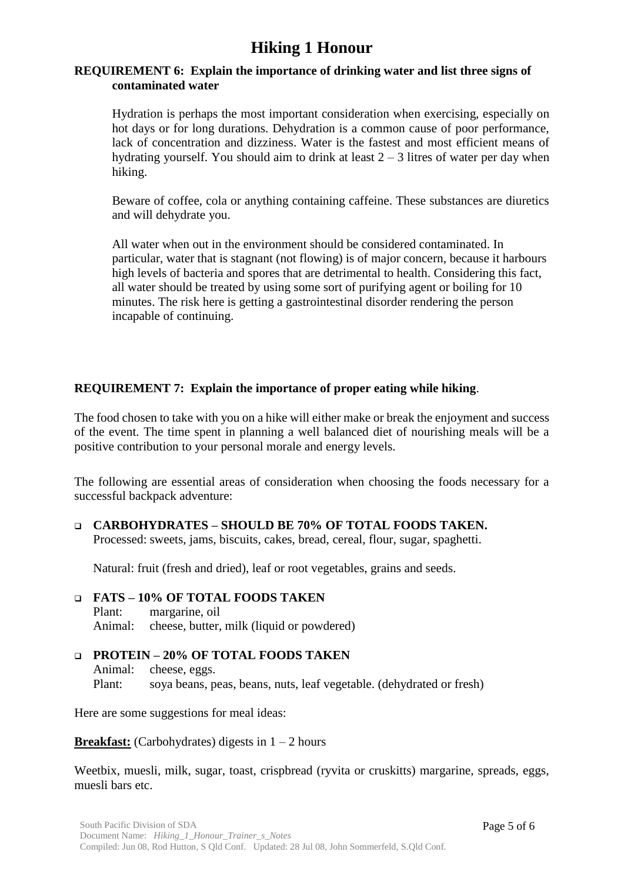# Hiking 1 Honour

**REQUIREMENT 6: Explain the importance of drinking water and list three signs of contaminated water**

Hydration is perhaps the most important consideration when exercising, especially on hot days or for long durations. Dehydration is a common cause of poor performance, lack of concentration and dizziness. Water is the fastest and most efficient means of hydrating yourself. You should aim to drink at least 2 – 3 litres of water per day when hiking.

Beware of coffee, cola or anything containing caffeine. These substances are diuretics and will dehydrate you.

All water when out in the environment should be considered contaminated. In particular, water that is stagnant (not flowing) is of major concern, because it harbours high levels of bacteria and spores that are detrimental to health. Considering this fact, all water should be treated by using some sort of purifying agent or boiling for 10 minutes. The risk here is getting a gastrointestinal disorder rendering the person incapable of continuing.

**REQUIREMENT 7: Explain the importance of proper eating while hiking**.

The food chosen to take with you on a hike will either make or break the enjoyment and success of the event. The time spent in planning a well balanced diet of nourishing meals will be a positive contribution to your personal morale and energy levels.

The following are essential areas of consideration when choosing the foods necessary for a successful backpack adventure:

- **CARBOHYDRATES – SHOULD BE 70% OF TOTAL FOODS TAKEN.**
  Processed: sweets, jams, biscuits, cakes, bread, cereal, flour, sugar, spaghetti.

  Natural: fruit (fresh and dried), leaf or root vegetables, grains and seeds.

- **FATS – 10% OF TOTAL FOODS TAKEN**
  Plant: margarine, oil
  Animal: cheese, butter, milk (liquid or powdered)

- **PROTEIN – 20% OF TOTAL FOODS TAKEN**
  Animal: cheese, eggs.
  Plant: soya beans, peas, beans, nuts, leaf vegetable. (dehydrated or fresh)

Here are some suggestions for meal ideas:

**Breakfast:** (Carbohydrates) digests in 1 – 2 hours

Weetbix, muesli, milk, sugar, toast, crispbread (ryvita or cruskitts) margarine, spreads, eggs, muesli bars etc.

South Pacific Division of SDA
Document Name: *Hiking_1_Honour_Trainer_s_Notes*
Compiled: Jun 08, Rod Hutton, S Qld Conf. Updated: 28 Jul 08, John Sommerfeld, S.Qld Conf.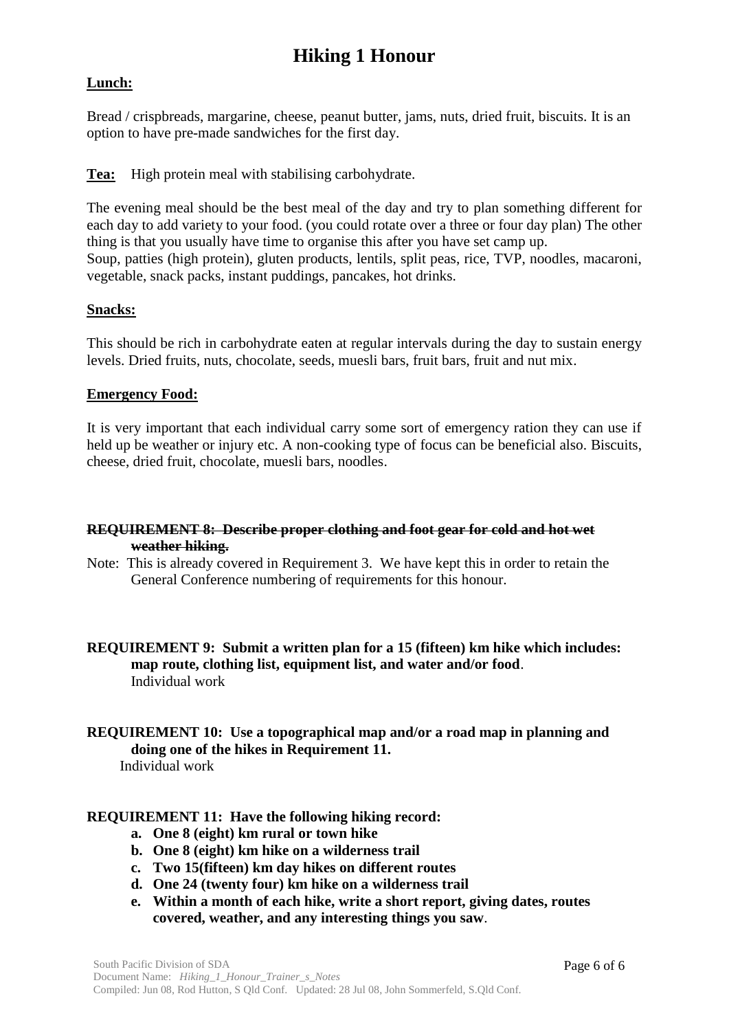# Hiking 1 Honour

**Lunch:**

Bread / crispbreads, margarine, cheese, peanut butter, jams, nuts, dried fruit, biscuits. It is an option to have pre-made sandwiches for the first day.

**Tea:** High protein meal with stabilising carbohydrate.

The evening meal should be the best meal of the day and try to plan something different for each day to add variety to your food. (you could rotate over a three or four day plan) The other thing is that you usually have time to organise this after you have set camp up.
Soup, patties (high protein), gluten products, lentils, split peas, rice, TVP, noodles, macaroni, vegetable, snack packs, instant puddings, pancakes, hot drinks.

**Snacks:**

This should be rich in carbohydrate eaten at regular intervals during the day to sustain energy levels. Dried fruits, nuts, chocolate, seeds, muesli bars, fruit bars, fruit and nut mix.

**Emergency Food:**

It is very important that each individual carry some sort of emergency ration they can use if held up be weather or injury etc. A non-cooking type of focus can be beneficial also. Biscuits, cheese, dried fruit, chocolate, muesli bars, noodles.

**~~REQUIREMENT 8: Describe proper clothing and foot gear for cold and hot wet weather hiking.~~**

Note: This is already covered in Requirement 3. We have kept this in order to retain the General Conference numbering of requirements for this honour.

**REQUIREMENT 9: Submit a written plan for a 15 (fifteen) km hike which includes: map route, clothing list, equipment list, and water and/or food**.
Individual work

**REQUIREMENT 10: Use a topographical map and/or a road map in planning and doing one of the hikes in Requirement 11.**
Individual work

**REQUIREMENT 11: Have the following hiking record:**

a. **One 8 (eight) km rural or town hike**
b. **One 8 (eight) km hike on a wilderness trail**
c. **Two 15(fifteen) km day hikes on different routes**
d. **One 24 (twenty four) km hike on a wilderness trail**
e. **Within a month of each hike, write a short report, giving dates, routes covered, weather, and any interesting things you saw**.